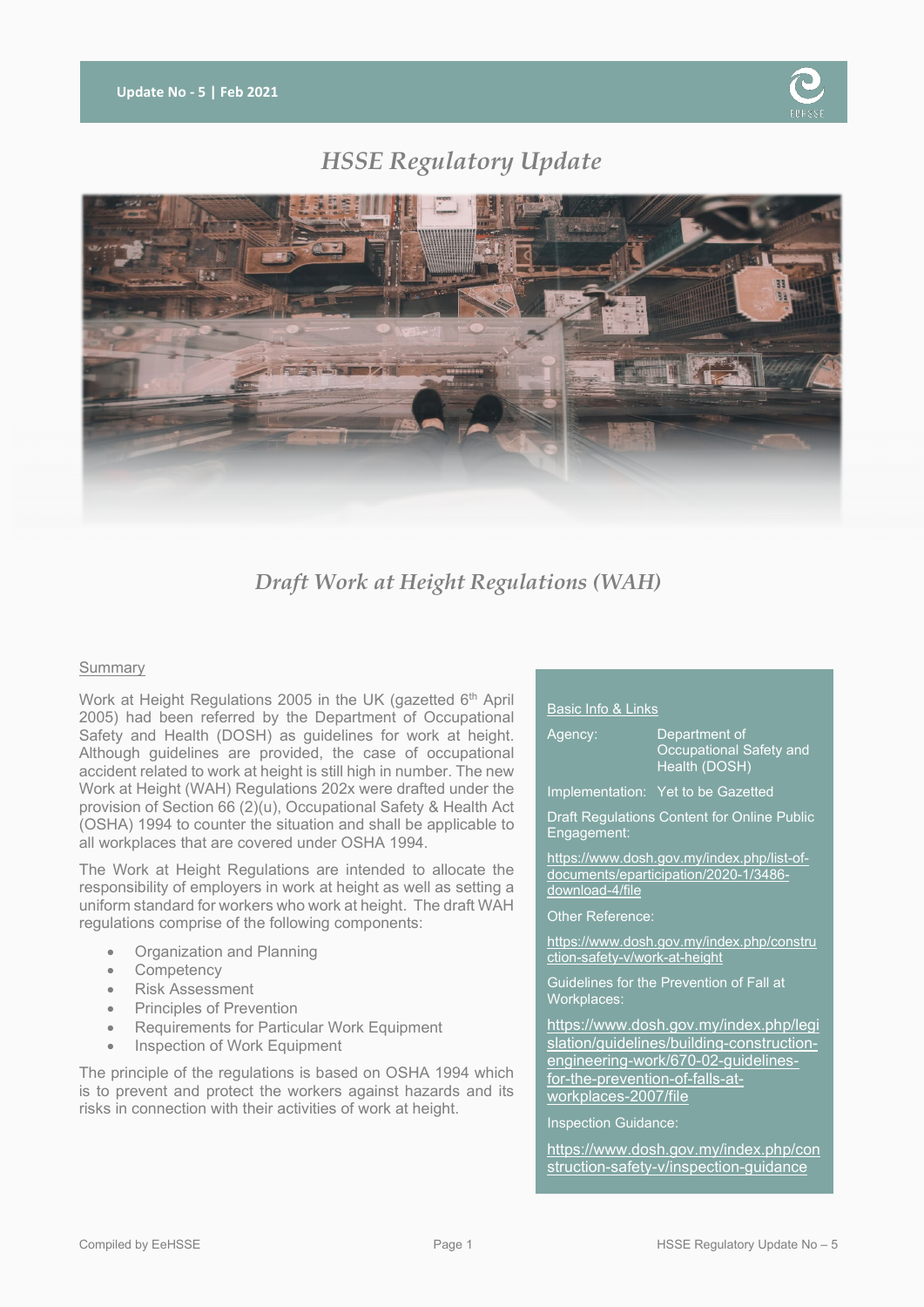Update No - 5 | Feb 2021

# *HSSE Regulatory Update*

## *Draft Work at Height Regulations (WAH)*

### Summary

Work at Height Regulations 2005 in the UK (gazetted 6th April 2005) had been referred by the Department of Occupational Safety and Health (DOSH) as guidelines for work at height. Although guidelines are provided, the case of occupational accident related to work at height is still high in number. The new Work at Height (WAH) Regulations 202x were drafted under the provision of Section 66 (2)(u), Occupational Safety & Health Act (OSHA) 1994 to counter the situation and shall be applicable to all workplaces that are covered under OSHA 1994.

The Work at Height Regulations are intended to allocate the responsibility of employers in work at height as well as setting a uniform standard for workers who work at height. The draft WAH regulations comprise of the following components:

- Organization and Planning
- Competency
- Risk Assessment
- Principles of Prevention
- Requirements for Particular Work Equipment
- Inspection of Work Equipment

The principle of the regulations is based on OSHA 1994 which is to prevent and protect the workers against hazards and its risks in connection with their activities of work at height.

### Basic Info & Links

| | |
|---|---|
| Agency: | Department of Occupational Safety and Health (DOSH) |
| Implementation: | Yet to be Gazetted |

Draft Regulations Content for Online Public Engagement:

https://www.dosh.gov.my/index.php/list-of-documents/eparticipation/2020-1/3486-download-4/file

Other Reference:

https://www.dosh.gov.my/index.php/construction-safety-v/work-at-height

Guidelines for the Prevention of Fall at Workplaces:

https://www.dosh.gov.my/index.php/legislation/guidelines/building-construction-engineering-work/670-02-guidelines-for-the-prevention-of-falls-at-workplaces-2007/file

Inspection Guidance:

https://www.dosh.gov.my/index.php/construction-safety-v/inspection-guidance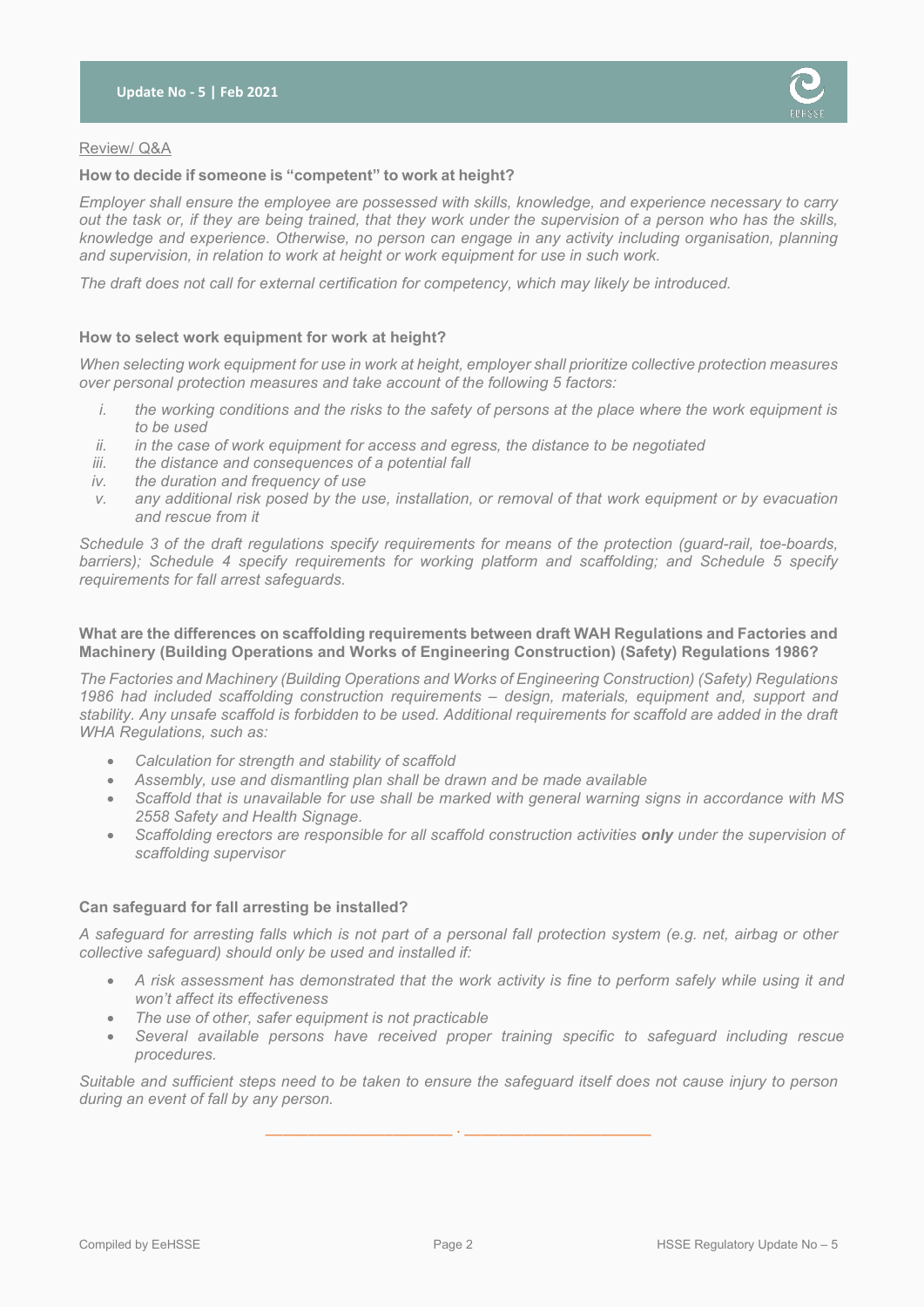Review/ Q&A

**How to decide if someone is "competent" to work at height?**

*Employer shall ensure the employee are possessed with skills, knowledge, and experience necessary to carry out the task or, if they are being trained, that they work under the supervision of a person who has the skills, knowledge and experience. Otherwise, no person can engage in any activity including organisation, planning and supervision, in relation to work at height or work equipment for use in such work.*

*The draft does not call for external certification for competency, which may likely be introduced.*

**How to select work equipment for work at height?**

*When selecting work equipment for use in work at height, employer shall prioritize collective protection measures over personal protection measures and take account of the following 5 factors:*

i. *the working conditions and the risks to the safety of persons at the place where the work equipment is to be used*
ii. *in the case of work equipment for access and egress, the distance to be negotiated*
iii. *the distance and consequences of a potential fall*
iv. *the duration and frequency of use*
v. *any additional risk posed by the use, installation, or removal of that work equipment or by evacuation and rescue from it*

*Schedule 3 of the draft regulations specify requirements for means of the protection (guard-rail, toe-boards, barriers); Schedule 4 specify requirements for working platform and scaffolding; and Schedule 5 specify requirements for fall arrest safeguards.*

**What are the differences on scaffolding requirements between draft WAH Regulations and Factories and Machinery (Building Operations and Works of Engineering Construction) (Safety) Regulations 1986?**

*The Factories and Machinery (Building Operations and Works of Engineering Construction) (Safety) Regulations 1986 had included scaffolding construction requirements – design, materials, equipment and, support and stability. Any unsafe scaffold is forbidden to be used. Additional requirements for scaffold are added in the draft WHA Regulations, such as:*

- *Calculation for strength and stability of scaffold*
- *Assembly, use and dismantling plan shall be drawn and be made available*
- *Scaffold that is unavailable for use shall be marked with general warning signs in accordance with MS 2558 Safety and Health Signage.*
- *Scaffolding erectors are responsible for all scaffold construction activities **only** under the supervision of scaffolding supervisor*

**Can safeguard for fall arresting be installed?**

*A safeguard for arresting falls which is not part of a personal fall protection system (e.g. net, airbag or other collective safeguard) should only be used and installed if:*

- *A risk assessment has demonstrated that the work activity is fine to perform safely while using it and won't affect its effectiveness*
- *The use of other, safer equipment is not practicable*
- *Several available persons have received proper training specific to safeguard including rescue procedures.*

*Suitable and sufficient steps need to be taken to ensure the safeguard itself does not cause injury to person during an event of fall by any person.*